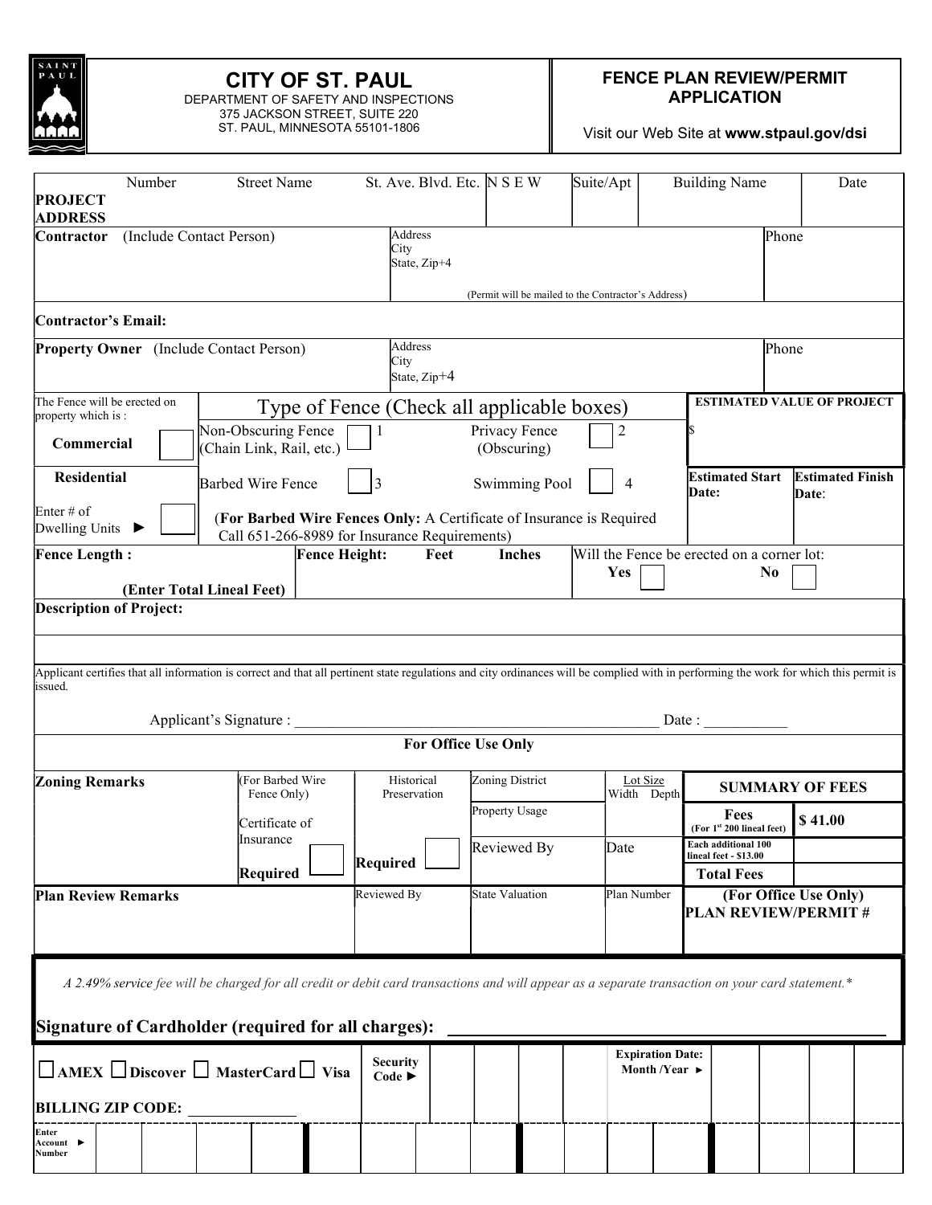# CITY OF ST. PAUL

DEPARTMENT OF SAFETY AND INSPECTIONS
375 JACKSON STREET, SUITE 220
ST. PAUL, MINNESOTA 55101-1806

## FENCE PLAN REVIEW/PERMIT APPLICATION

Visit our Web Site at **www.stpaul.gov/dsi**

| **PROJECT ADDRESS** | Number | Street Name | St. Ave. Blvd. Etc. | N S E W | Suite/Apt | Building Name | Date |
|---|---|---|---|---|---|---|---|
| | | | | | | | |

| | | |
|---|---|---|
| **Contractor** (Include Contact Person) | Address<br>City<br>State, Zip+4<br>(Permit will be mailed to the Contractor's Address) | Phone |
| **Contractor's Email:** | | |
| **Property Owner** (Include Contact Person) | Address<br>City<br>State, Zip+4 | Phone |

| The Fence will be erected on property which is : | Type of Fence (Check all applicable boxes) | | ESTIMATED VALUE OF PROJECT | |
|---|---|---|---|---|
| **Commercial** ☐ | Non-Obscuring Fence (Chain Link, Rail, etc.) ☐ 1 | Privacy Fence (Obscuring) ☐ 2 | $ | |
| **Residential** | Barbed Wire Fence ☐ 3 | Swimming Pool ☐ 4 | **Estimated Start Date:** | **Estimated Finish Date:** |
| Enter # of Dwelling Units ► ☐ | (**For Barbed Wire Fences Only:** A Certificate of Insurance is Required Call 651-266-8989 for Insurance Requirements) | | | |

| **Fence Length :** (Enter Total Lineal Feet) | **Fence Height:** Feet Inches | Will the Fence be erected on a corner lot: **Yes** ☐ **No** ☐ |
|---|---|---|

**Description of Project:**

Applicant certifies that all information is correct and that all pertinent state regulations and city ordinances will be complied with in performing the work for which this permit is issued.

Applicant's Signature : _______________________________________________ Date : ___________

**For Office Use Only**

| **Zoning Remarks** | (For Barbed Wire Fence Only) Certificate of Insurance **Required** ☐ | Historical Preservation **Required** ☐ | Zoning District | Lot Size Width Depth | **SUMMARY OF FEES** | |
|---|---|---|---|---|---|---|
| | | | Property Usage | | **Fees** (For 1st 200 lineal feet) | **$ 41.00** |
| | | | Reviewed By | Date | **Each additional 100 lineal feet - $13.00** | |
| | | | | | **Total Fees** | |
| **Plan Review Remarks** | | Reviewed By | State Valuation | Plan Number | **(For Office Use Only) PLAN REVIEW/PERMIT #** | |

*A 2.49% service fee will be charged for all credit or debit card transactions and will appear as a separate transaction on your card statement.\**

**Signature of Cardholder (required for all charges):** ________________________________

☐ **AMEX** ☐ **Discover** ☐ **MasterCard** ☐ **Visa**    **Security Code ►**    **Expiration Date: Month /Year ►**

**BILLING ZIP CODE:** _____________

**Enter Account ► Number**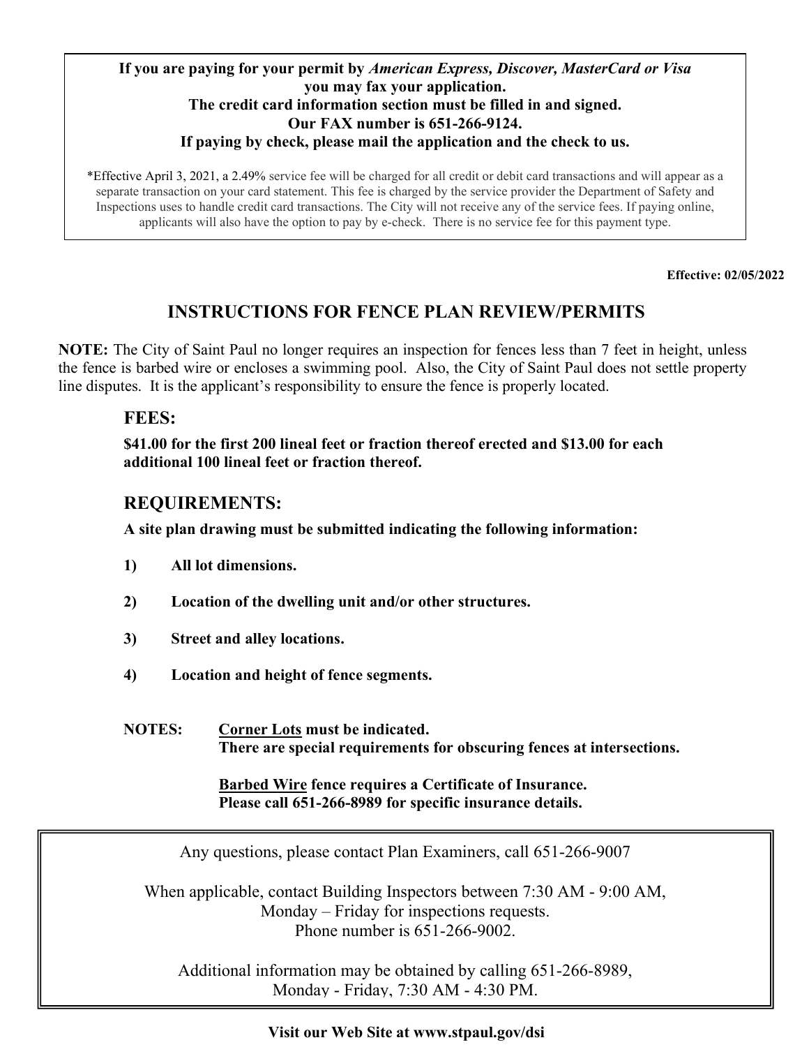**If you are paying for your permit by *American Express, Discover, MasterCard or Visa* you may fax your application.**
**The credit card information section must be filled in and signed.**
**Our FAX number is 651-266-9124.**
**If paying by check, please mail the application and the check to us.**

*Effective April 3, 2021, a 2.49% service fee will be charged for all credit or debit card transactions and will appear as a separate transaction on your card statement. This fee is charged by the service provider the Department of Safety and Inspections uses to handle credit card transactions. The City will not receive any of the service fees. If paying online, applicants will also have the option to pay by e-check. There is no service fee for this payment type.

**Effective: 02/05/2022**

# INSTRUCTIONS FOR FENCE PLAN REVIEW/PERMITS

**NOTE:** The City of Saint Paul no longer requires an inspection for fences less than 7 feet in height, unless the fence is barbed wire or encloses a swimming pool. Also, the City of Saint Paul does not settle property line disputes. It is the applicant's responsibility to ensure the fence is properly located.

## FEES:

**$41.00 for the first 200 lineal feet or fraction thereof erected and $13.00 for each additional 100 lineal feet or fraction thereof.**

## REQUIREMENTS:

**A site plan drawing must be submitted indicating the following information:**

1) **All lot dimensions.**
2) **Location of the dwelling unit and/or other structures.**
3) **Street and alley locations.**
4) **Location and height of fence segments.**

**NOTES:** <u>**Corner Lots**</u> **must be indicated.**
**There are special requirements for obscuring fences at intersections.**

<u>**Barbed Wire**</u> **fence requires a Certificate of Insurance.**
**Please call 651-266-8989 for specific insurance details.**

Any questions, please contact Plan Examiners, call 651-266-9007

When applicable, contact Building Inspectors between 7:30 AM - 9:00 AM, Monday – Friday for inspections requests.
Phone number is 651-266-9002.

Additional information may be obtained by calling 651-266-8989, Monday - Friday, 7:30 AM - 4:30 PM.

**Visit our Web Site at www.stpaul.gov/dsi**